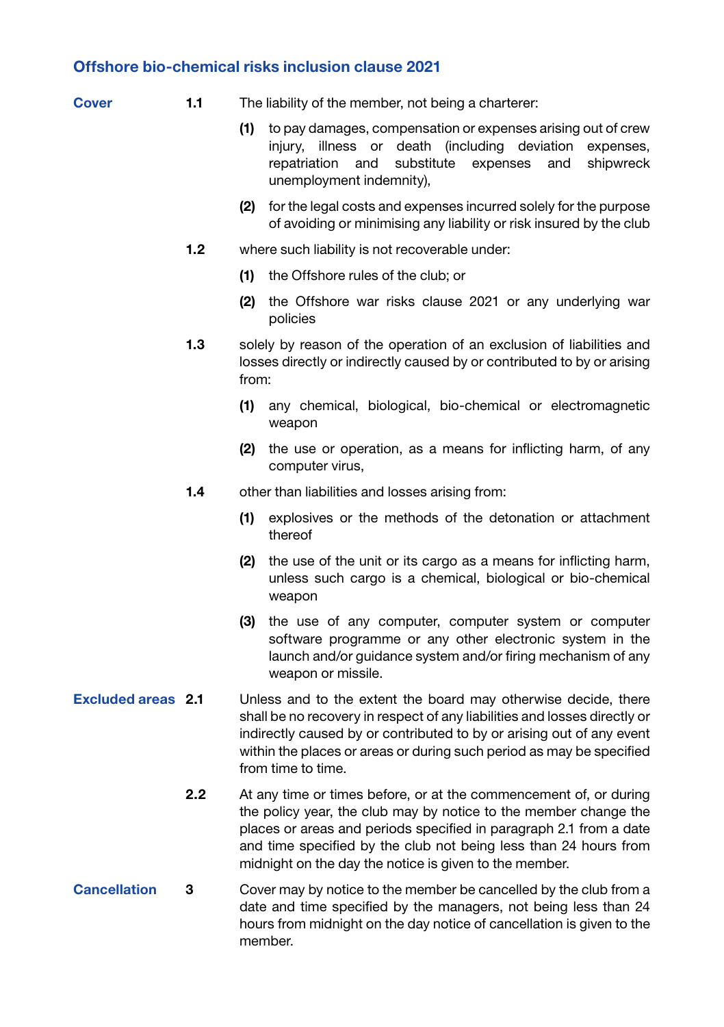## Offshore bio-chemical risks inclusion clause 2021

### Cover

**1.1** The liability of the member, not being a charterer:

**(1)** to pay damages, compensation or expenses arising out of crew injury, illness or death (including deviation expenses, repatriation and substitute expenses and shipwreck unemployment indemnity),

**(2)** for the legal costs and expenses incurred solely for the purpose of avoiding or minimising any liability or risk insured by the club

**1.2** where such liability is not recoverable under:

**(1)** the Offshore rules of the club; or

**(2)** the Offshore war risks clause 2021 or any underlying war policies

**1.3** solely by reason of the operation of an exclusion of liabilities and losses directly or indirectly caused by or contributed to by or arising from:

**(1)** any chemical, biological, bio-chemical or electromagnetic weapon

**(2)** the use or operation, as a means for inflicting harm, of any computer virus,

**1.4** other than liabilities and losses arising from:

**(1)** explosives or the methods of the detonation or attachment thereof

**(2)** the use of the unit or its cargo as a means for inflicting harm, unless such cargo is a chemical, biological or bio-chemical weapon

**(3)** the use of any computer, computer system or computer software programme or any other electronic system in the launch and/or guidance system and/or firing mechanism of any weapon or missile.

### Excluded areas

**2.1** Unless and to the extent the board may otherwise decide, there shall be no recovery in respect of any liabilities and losses directly or indirectly caused by or contributed to by or arising out of any event within the places or areas or during such period as may be specified from time to time.

**2.2** At any time or times before, or at the commencement of, or during the policy year, the club may by notice to the member change the places or areas and periods specified in paragraph 2.1 from a date and time specified by the club not being less than 24 hours from midnight on the day the notice is given to the member.

### Cancellation

**3** Cover may by notice to the member be cancelled by the club from a date and time specified by the managers, not being less than 24 hours from midnight on the day notice of cancellation is given to the member.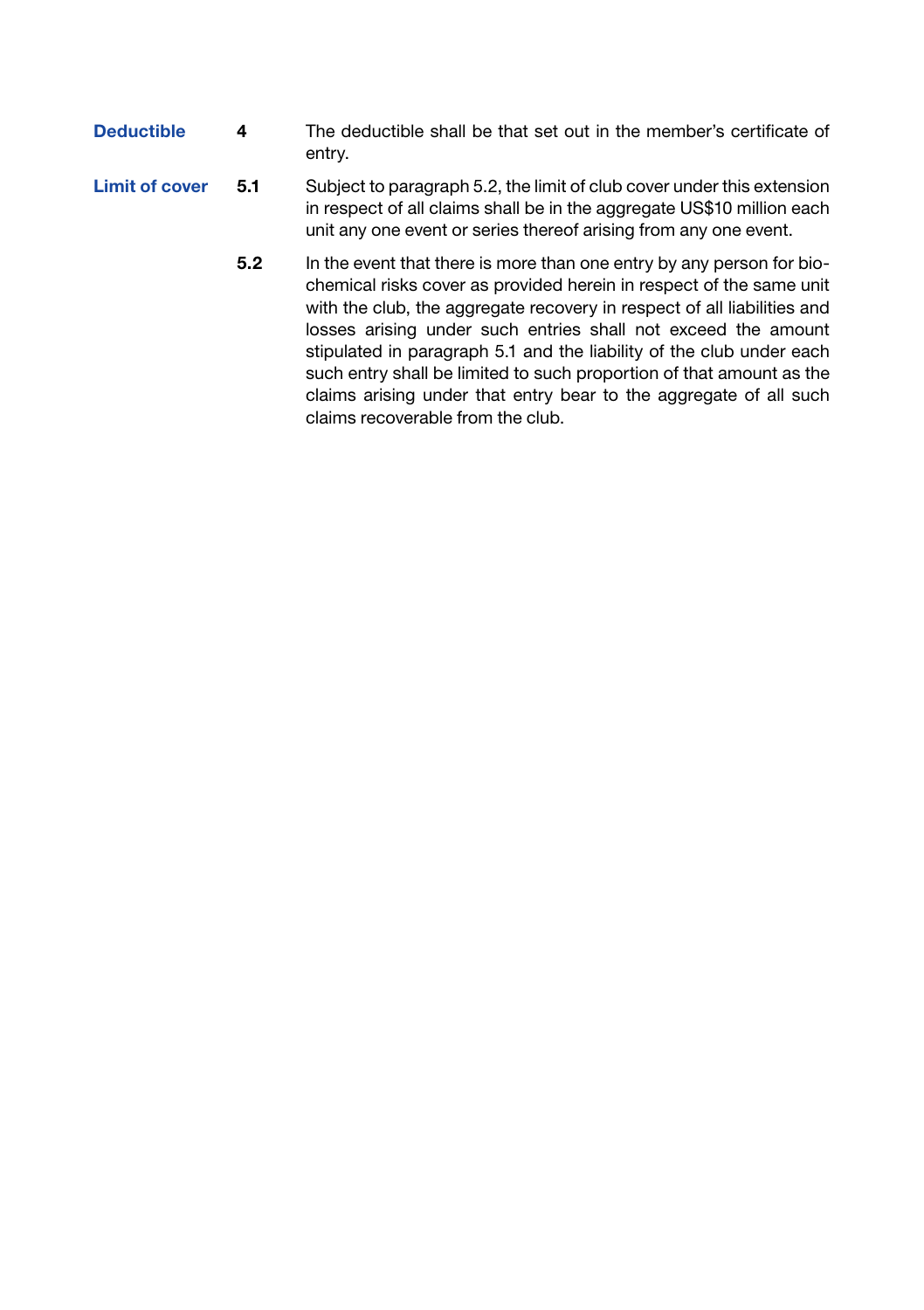**Deductible**

**4** The deductible shall be that set out in the member's certificate of entry.

**Limit of cover**

**5.1** Subject to paragraph 5.2, the limit of club cover under this extension in respect of all claims shall be in the aggregate US$10 million each unit any one event or series thereof arising from any one event.

**5.2** In the event that there is more than one entry by any person for bio-chemical risks cover as provided herein in respect of the same unit with the club, the aggregate recovery in respect of all liabilities and losses arising under such entries shall not exceed the amount stipulated in paragraph 5.1 and the liability of the club under each such entry shall be limited to such proportion of that amount as the claims arising under that entry bear to the aggregate of all such claims recoverable from the club.